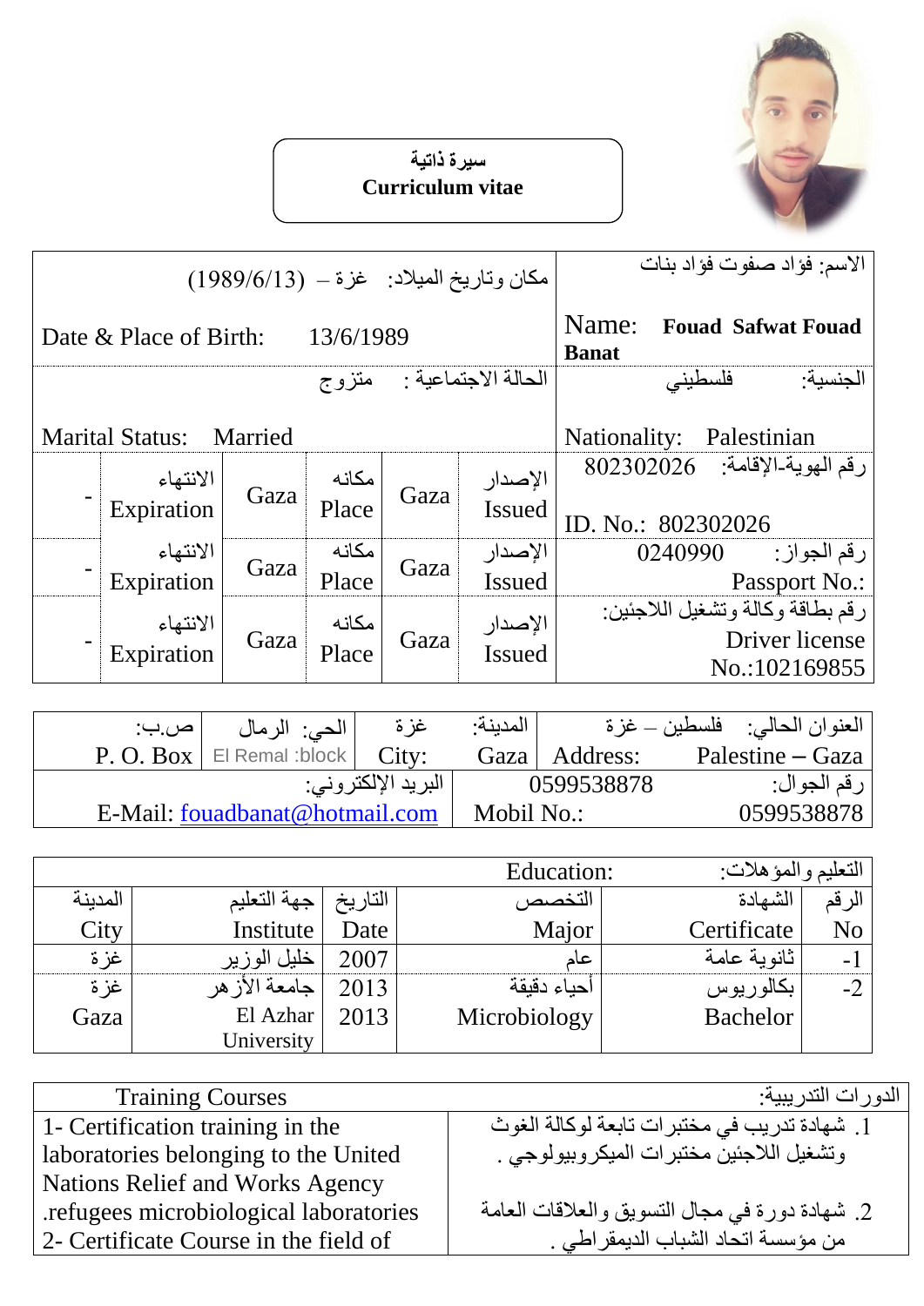# سيرة ذاتية
# Curriculum vitae

| | | | | | |
|---|---|---|---|---|---|
| مكان وتاريخ الميلاد: غزة – (1989/6/13) Date & Place of Birth: 13/6/1989 | | | | | الاسم: فؤاد صفوت فؤاد بنات Name: **Fouad Safwat Fouad Banat** |
| الحالة الاجتماعية : متزوج Marital Status: Married | | | | | الجنسية: فلسطيني Nationality: Palestinian |
| - | الانتهاء Expiration | Gaza | مكانه Place | Gaza | الإصدار Issued | رقم الهوية-الإقامة: 802302026 ID. No.: 802302026 |
| - | الانتهاء Expiration | Gaza | مكانه Place | Gaza | الإصدار Issued | رقم الجواز: 0240990 Passport No.: |
| - | الانتهاء Expiration | Gaza | مكانه Place | Gaza | الإصدار Issued | رقم بطاقة وكالة وتشغيل اللاجئين: Driver license No.:102169855 |

| | | | |
|---|---|---|---|
| ص.ب: P. O. Box | الحي: الرمال El Remal :block | غزة City: | المدينة: Gaza | العنوان الحالي: فلسطين – غزة Address: Palestine – Gaza |
| البريد الإلكتروني: E-Mail: fouadbanat@hotmail.com | | 0599538878 Mobil No.: | رقم الجوال: 0599538878 |

التعليم والمؤهلات: Education:

| المدينة City | جهة التعليم Institute | التاريخ Date | التخصص Major | الشهادة Certificate | الرقم No |
|---|---|---|---|---|---|
| غزة | خليل الوزير | 2007 | عام | ثانوية عامة | -1 |
| غزة Gaza | جامعة الأزهر El Azhar University | 2013 2013 | أحياء دقيقة Microbiology | بكالوريوس Bachelor | -2 |

| Training Courses | الدورات التدريبية: |
|---|---|
| 1- Certification training in the laboratories belonging to the United Nations Relief and Works Agency .refugees microbiological laboratories 2- Certificate Course in the field of | 1. شهادة تدريب في مختبرات تابعة لوكالة الغوث وتشغيل اللاجئين مختبرات الميكروبيولوجي . 2. شهادة دورة في مجال التسويق والعلاقات العامة من مؤسسة اتحاد الشباب الديمقراطي . |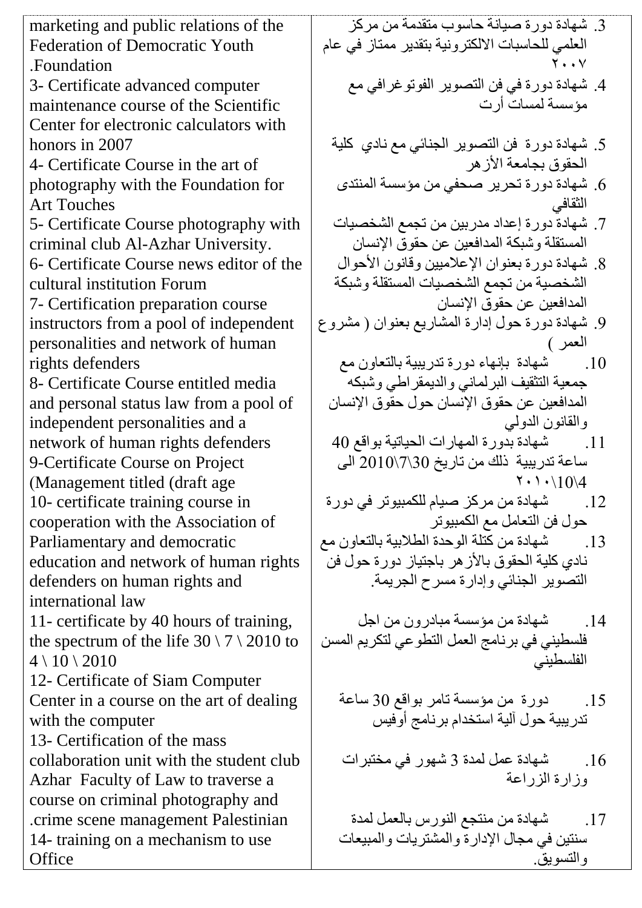| | |
|---|---|
| marketing and public relations of the Federation of Democratic Youth .Foundation<br>3- Certificate advanced computer maintenance course of the Scientific Center for electronic calculators with honors in 2007<br>4- Certificate Course in the art of photography with the Foundation for Art Touches<br>5- Certificate Course photography with criminal club Al-Azhar University.<br>6- Certificate Course news editor of the cultural institution Forum<br>7- Certification preparation course instructors from a pool of independent personalities and network of human rights defenders<br>8- Certificate Course entitled media and personal status law from a pool of independent personalities and a network of human rights defenders<br>9-Certificate Course on Project (Management titled (draft age<br>10- certificate training course in cooperation with the Association of Parliamentary and democratic education and network of human rights defenders on human rights and international law<br>11- certificate by 40 hours of training, the spectrum of the life 30 \ 7 \ 2010 to 4 \ 10 \ 2010<br>12- Certificate of Siam Computer Center in a course on the art of dealing with the computer<br>13- Certification of the mass collaboration unit with the student club Azhar Faculty of Law to traverse a course on criminal photography and .crime scene management Palestinian<br>14- training on a mechanism to use Office | 3. شهادة دورة صيانة حاسوب متقدمة من مركز العلمي للحاسبات الالكترونية بتقدير ممتاز في عام ٢٠٠٧<br>4. شهادة دورة في فن التصوير الفوتوغرافي مع مؤسسة لمسات أرت<br>5. شهادة دورة فن التصوير الجنائي مع نادي كلية الحقوق بجامعة الأزهر<br>6. شهادة دورة تحرير صحفي من مؤسسة المنتدى الثقافي<br>7. شهادة دورة إعداد مدربين من تجمع الشخصيات المستقلة وشبكة المدافعين عن حقوق الإنسان<br>8. شهادة دورة بعنوان الإعلاميين وقانون الأحوال الشخصية من تجمع الشخصيات المستقلة وشبكة المدافعين عن حقوق الإنسان<br>9. شهادة دورة حول إدارة المشاريع بعنوان ( مشروع العمر )<br>10. شهادة بإنهاء دورة تدريبية بالتعاون مع جمعية التثقيف البرلماني والديمقراطي وشبكه المدافعين عن حقوق الإنسان حول حقوق الإنسان والقانون الدولي<br>11. شهادة بدورة المهارات الحياتية بواقع 40 ساعة تدريبية ذلك من تاريخ 30\7\2010 الى 4\10\٢٠١٠<br>12. شهادة من مركز صيام للكمبيوتر في دورة حول فن التعامل مع الكمبيوتر<br>13. شهادة من كتلة الوحدة الطلابية بالتعاون مع نادي كلية الحقوق بالأزهر باجتياز دورة حول فن التصوير الجنائي وإدارة مسرح الجريمة.<br>14. شهادة من مؤسسة مبادرون من اجل فلسطيني في برنامج العمل التطوعي لتكريم المسن الفلسطيني<br>15. دورة من مؤسسة تامر بواقع 30 ساعة تدريبية حول آلية استخدام برنامج أوفيس<br>16. شهادة عمل لمدة 3 شهور في مختبرات وزارة الزراعة<br>17. شهادة من منتجع النورس بالعمل لمدة سنتين في مجال الإدارة والمشتريات والمبيعات والتسويق. |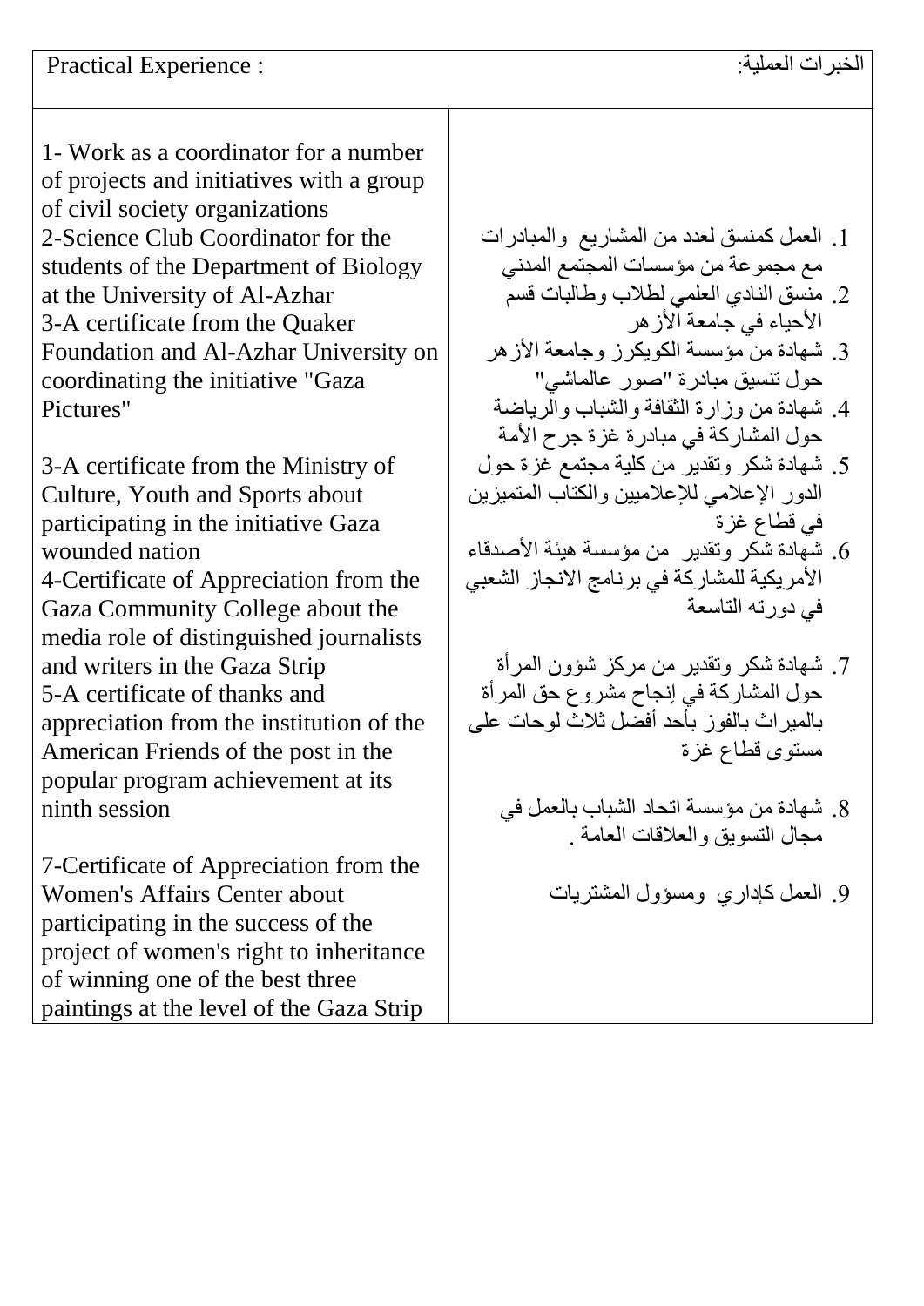| Practical Experience : | الخبرات العملية: |
|---|---|
| 1- Work as a coordinator for a number of projects and initiatives with a group of civil society organizations<br>2-Science Club Coordinator for the students of the Department of Biology at the University of Al-Azhar<br>3-A certificate from the Quaker Foundation and Al-Azhar University on coordinating the initiative "Gaza Pictures"<br><br>3-A certificate from the Ministry of Culture, Youth and Sports about participating in the initiative Gaza wounded nation<br>4-Certificate of Appreciation from the Gaza Community College about the media role of distinguished journalists and writers in the Gaza Strip<br>5-A certificate of thanks and appreciation from the institution of the American Friends of the post in the popular program achievement at its ninth session<br><br>7-Certificate of Appreciation from the Women's Affairs Center about participating in the success of the project of women's right to inheritance of winning one of the best three paintings at the level of the Gaza Strip | 1. العمل كمنسق لعدد من المشاريع والمبادرات مع مجموعة من مؤسسات المجتمع المدني<br>2. منسق النادي العلمي لطلاب وطالبات قسم الأحياء في جامعة الأزهر<br>3. شهادة من مؤسسة الكويكرز وجامعة الأزهر حول تنسيق مبادرة "صور عالماشي"<br>4. شهادة من وزارة الثقافة والشباب والرياضة حول المشاركة في مبادرة غزة جرح الأمة<br>5. شهادة شكر وتقدير من كلية مجتمع غزة حول الدور الإعلامي للإعلاميين والكتاب المتميزين في قطاع غزة<br>6. شهادة شكر وتقدير من مؤسسة هيئة الأصدقاء الأمريكية للمشاركة في برنامج الانجاز الشعبي في دورته التاسعة<br><br>7. شهادة شكر وتقدير من مركز شؤون المرأة حول المشاركة في إنجاح مشروع حق المرأة بالميراث بالفوز بأحد أفضل ثلاث لوحات على مستوى قطاع غزة<br><br>8. شهادة من مؤسسة اتحاد الشباب بالعمل في مجال التسويق والعلاقات العامة .<br><br>9. العمل كإداري ومسؤول المشتريات |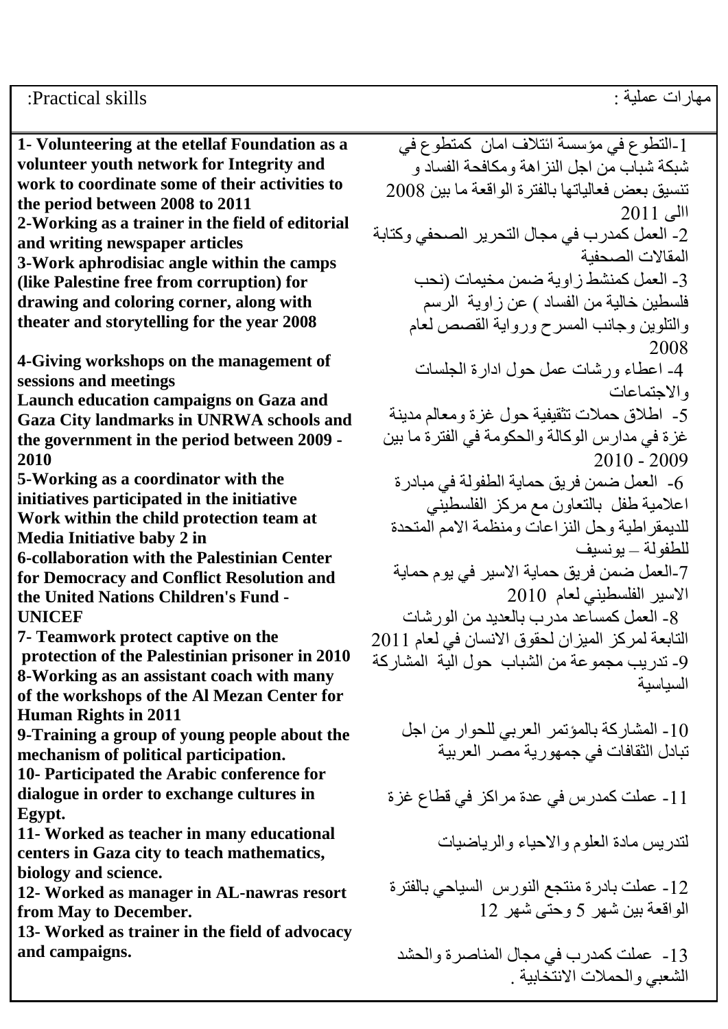| :Practical skills | مهارات عملية : |
|---|---|
| **1- Volunteering at the etellaf Foundation as a volunteer youth network for Integrity and work to coordinate some of their activities to the period between 2008 to 2011**<br>**2-Working as a trainer in the field of editorial and writing newspaper articles**<br>**3-Work aphrodisiac angle within the camps (like Palestine free from corruption) for drawing and coloring corner, along with theater and storytelling for the year 2008**<br>**4-Giving workshops on the management of sessions and meetings**<br>**Launch education campaigns on Gaza and Gaza City landmarks in UNRWA schools and the government in the period between 2009 - 2010**<br>**5-Working as a coordinator with the initiatives participated in the initiative Work within the child protection team at Media Initiative baby 2 in**<br>**6-collaboration with the Palestinian Center for Democracy and Conflict Resolution and the United Nations Children's Fund - UNICEF**<br>**7- Teamwork protect captive on the protection of the Palestinian prisoner in 2010**<br>**8-Working as an assistant coach with many of the workshops of the Al Mezan Center for Human Rights in 2011**<br>**9-Training a group of young people about the mechanism of political participation.**<br>**10- Participated the Arabic conference for dialogue in order to exchange cultures in Egypt.**<br>**11- Worked as teacher in many educational centers in Gaza city to teach mathematics, biology and science.**<br>**12- Worked as manager in AL-nawras resort from May to December.**<br>**13- Worked as trainer in the field of advocacy and campaigns.** | 1-التطوع في مؤسسة ائتلاف امان كمتطوع في شبكة شباب من اجل النزاهة ومكافحة الفساد و تنسيق بعض فعالياتها بالفترة الواقعة ما بين 2008 االى 2011<br>2- العمل كمدرب في مجال التحرير الصحفي وكتابة المقالات الصحفية<br>3- العمل كمنشط زاوية ضمن مخيمات (نحب فلسطين خالية من الفساد ) عن زاوية الرسم والتلوين وجانب المسرح ورواية القصص لعام 2008<br>4- اعطاء ورشات عمل حول ادارة الجلسات والاجتماعات<br>5- اطلاق حملات تثقيفية حول غزة ومعالم مدينة غزة في مدارس الوكالة والحكومة في الفترة ما بين 2010 - 2009<br>6- العمل ضمن فريق حماية الطفولة في مبادرة اعلامية طفل بالتعاون مع مركز الفلسطيني للديمقراطية وحل النزاعات ومنظمة الامم المتحدة للطفولة – يونسيف<br>7-العمل ضمن فريق حماية الاسير في يوم حماية الاسير الفلسطيني لعام 2010<br>8- العمل كمساعد مدرب بالعديد من الورشات التابعة لمركز الميزان لحقوق الانسان في لعام 2011<br>9- تدريب مجموعة من الشباب حول الية المشاركة السياسية<br>10- المشاركة بالمؤتمر العربي للحوار من اجل تبادل الثقافات في جمهورية مصر العربية<br>11- عملت كمدرس في عدة مراكز في قطاع غزة لتدريس مادة العلوم والاحياء والرياضيات<br>12- عملت بادرة منتجع النورس السياحي بالفترة الواقعة بين شهر 5 وحتى شهر 12<br>13- عملت كمدرب في مجال المناصرة والحشد الشعبي والحملات الانتخابية . |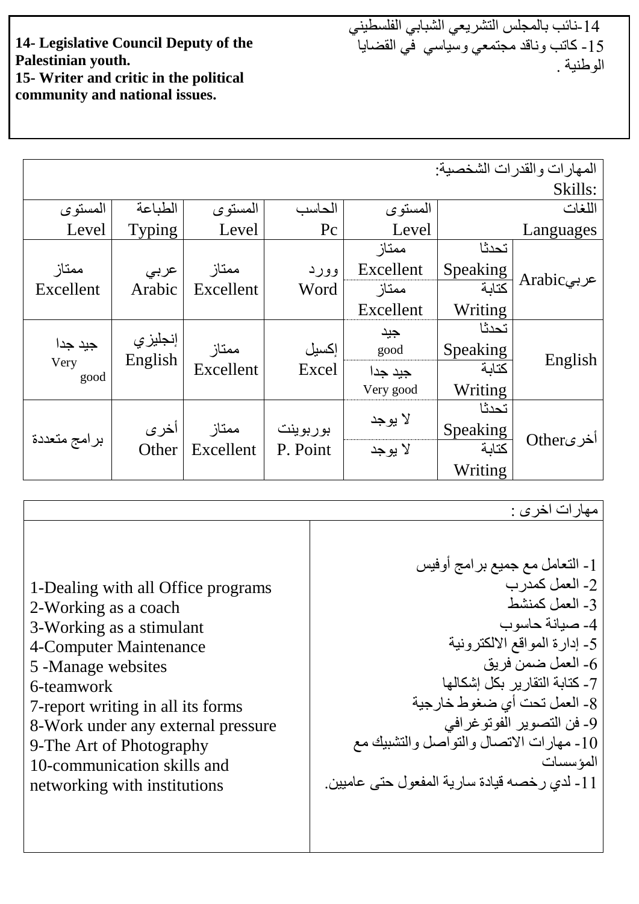| 14- Legislative Council Deputy of the Palestinian youth.<br>15- Writer and critic in the political community and national issues. | 14-نائب بالمجلس التشريعي الشبابي الفلسطيني<br>15- كاتب وناقد مجتمعي وسياسي في القضايا الوطنية . |
|---|---|

المهارات والقدرات الشخصية:
Skills:

| اللغات Languages | | المستوى Level | الحاسب Pc | المستوى Level | الطباعة Typing | المستوى Level |
|---|---|---|---|---|---|---|
| عربيArabic | تحدثا Speaking | ممتاز Excellent | وورد Word | ممتاز Excellent | عربي Arabic | ممتاز Excellent |
| | كتابة Writing | ممتاز Excellent | | | | |
| English | تحدثا Speaking | جيد good | إكسيل Excel | ممتاز Excellent | إنجليزي English | جيد جدا Very good |
| | كتابة Writing | جيد جدا Very good | | | | |
| أخرىOther | تحدثا Speaking | لا يوجد | بوربوينت P. Point | ممتاز Excellent | أخرى Other | برامج متعددة |
| | كتابة Writing | لا يوجد | | | | |

مهارات اخرى :

| 1-Dealing with all Office programs<br>2-Working as a coach<br>3-Working as a stimulant<br>4-Computer Maintenance<br>5 -Manage websites<br>6-teamwork<br>7-report writing in all its forms<br>8-Work under any external pressure<br>9-The Art of Photography<br>10-communication skills and networking with institutions | 1- التعامل مع جميع برامج أوفيس<br>2- العمل كمدرب<br>3- العمل كمنشط<br>4- صيانة حاسوب<br>5- إدارة المواقع الالكترونية<br>6- العمل ضمن فريق<br>7- كتابة التقارير بكل إشكالها<br>8- العمل تحت أي ضغوط خارجية<br>9- فن التصوير الفوتوغرافي<br>10- مهارات الاتصال والتواصل والتشبيك مع المؤسسات<br>11- لدي رخصه قيادة سارية المفعول حتى عاميين. |
|---|---|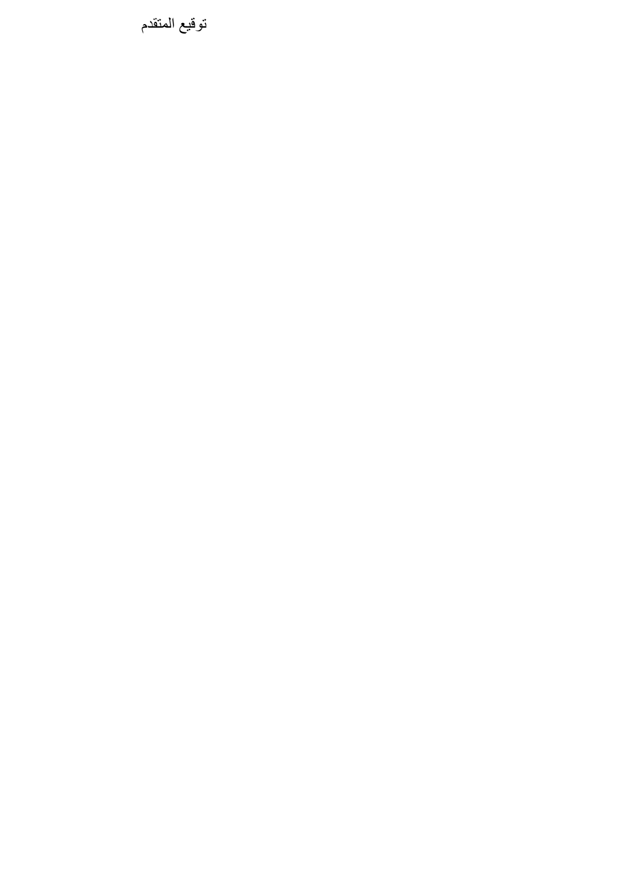توقيع المتقدم